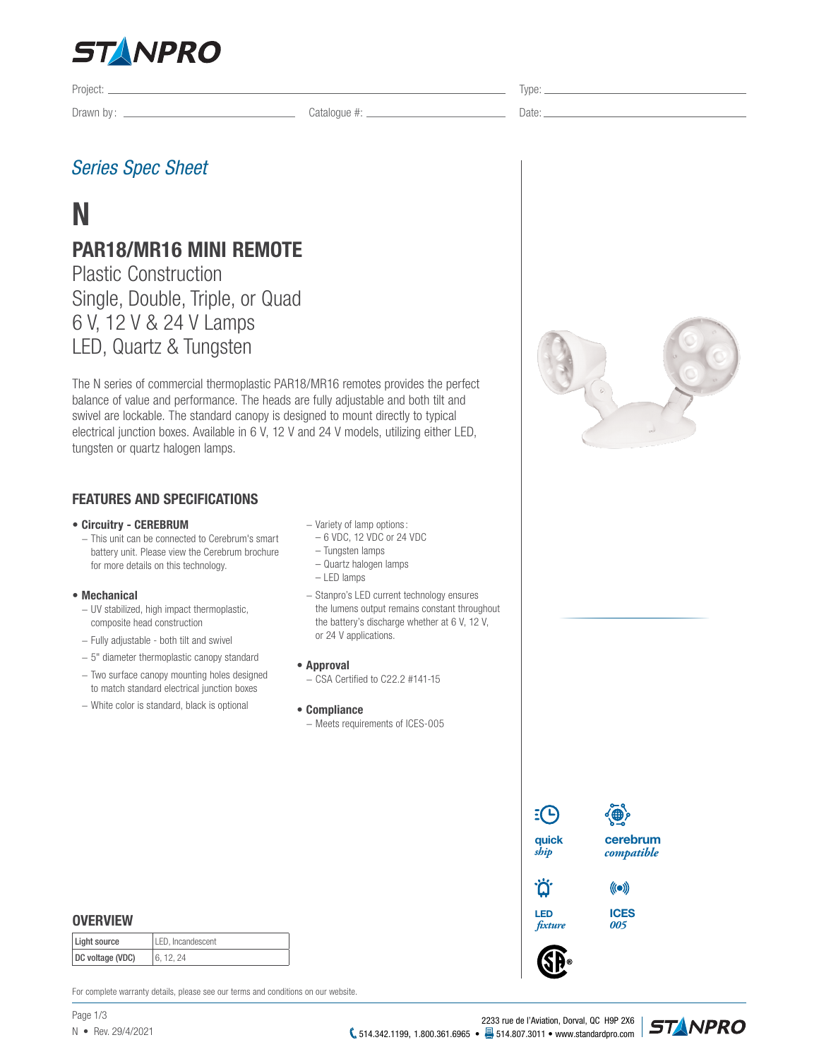# STANPRO

Project: ______________________ Type: ______________________

Drawn by: ______________________ Catalogue #: ______________________ Date: ______________________

*Series Spec Sheet*

# N

## PAR18/MR16 MINI REMOTE

Plastic Construction
Single, Double, Triple, or Quad
6 V, 12 V & 24 V Lamps
LED, Quartz & Tungsten

The N series of commercial thermoplastic PAR18/MR16 remotes provides the perfect balance of value and performance. The heads are fully adjustable and both tilt and swivel are lockable. The standard canopy is designed to mount directly to typical electrical junction boxes. Available in 6 V, 12 V and 24 V models, utilizing either LED, tungsten or quartz halogen lamps.

### FEATURES AND SPECIFICATIONS

- **Circuitry - CEREBRUM**
  - This unit can be connected to Cerebrum's smart battery unit. Please view the Cerebrum brochure for more details on this technology.
- **Mechanical**
  - UV stabilized, high impact thermoplastic, composite head construction
  - Fully adjustable - both tilt and swivel
  - 5" diameter thermoplastic canopy standard
  - Two surface canopy mounting holes designed to match standard electrical junction boxes
  - White color is standard, black is optional
  - Variety of lamp options:
    - 6 VDC, 12 VDC or 24 VDC
    - Tungsten lamps
    - Quartz halogen lamps
    - LED lamps
  - Stanpro's LED current technology ensures the lumens output remains constant throughout the battery's discharge whether at 6 V, 12 V, or 24 V applications.
- **Approval**
  - CSA Certified to C22.2 #141-15
- **Compliance**
  - Meets requirements of ICES-005

quick *ship* — cerebrum *compatible* — LED *fixture* — ICES *005*

### OVERVIEW

| Light source | LED, Incandescent |
|---|---|
| DC voltage (VDC) | 6, 12, 24 |

For complete warranty details, please see our terms and conditions on our website.

N • Rev. 29/4/2021

2233 rue de l'Aviation, Dorval, QC H9P 2X6
514.342.1199, 1.800.361.6965 • 514.807.3011 • www.standardpro.com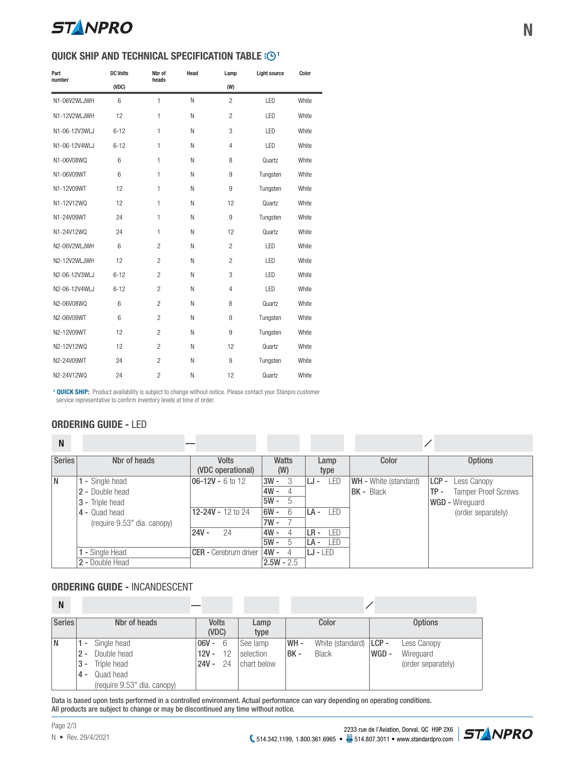## QUICK SHIP AND TECHNICAL SPECIFICATION TABLE [1]

| Part number | DC Volts (VDC) | Nbr of heads | Head | Lamp (W) | Light source | Color |
|---|---|---|---|---|---|---|
| N1-06V2WLJWH | 6 | 1 | N | 2 | LED | White |
| N1-12V2WLJWH | 12 | 1 | N | 2 | LED | White |
| N1-06-12V3WLJ | 6-12 | 1 | N | 3 | LED | White |
| N1-06-12V4WLJ | 6-12 | 1 | N | 4 | LED | White |
| N1-06V08WQ | 6 | 1 | N | 8 | Quartz | White |
| N1-06V09WT | 6 | 1 | N | 9 | Tungsten | White |
| N1-12V09WT | 12 | 1 | N | 9 | Tungsten | White |
| N1-12V12WQ | 12 | 1 | N | 12 | Quartz | White |
| N1-24V09WT | 24 | 1 | N | 9 | Tungsten | White |
| N1-24V12WQ | 24 | 1 | N | 12 | Quartz | White |
| N2-06V2WLJWH | 6 | 2 | N | 2 | LED | White |
| N2-12V2WLJWH | 12 | 2 | N | 2 | LED | White |
| N2-06-12V3WLJ | 6-12 | 2 | N | 3 | LED | White |
| N2-06-12V4WLJ | 6-12 | 2 | N | 4 | LED | White |
| N2-06V08WQ | 6 | 2 | N | 8 | Quartz | White |
| N2-06V09WT | 6 | 2 | N | 9 | Tungsten | White |
| N2-12V09WT | 12 | 2 | N | 9 | Tungsten | White |
| N2-12V12WQ | 12 | 2 | N | 12 | Quartz | White |
| N2-24V09WT | 24 | 2 | N | 9 | Tungsten | White |
| N2-24V12WQ | 24 | 2 | N | 12 | Quartz | White |

[1] **QUICK SHIP:** Product availability is subject to change without notice. Please contact your Stanpro customer service representative to confirm inventory levels at time of order.

## ORDERING GUIDE - LED

N — / 

| Series | Nbr of heads | Volts (VDC operational) | Watts (W) | Lamp type | Color | Options |
|---|---|---|---|---|---|---|
| N | 1 - Single head<br>2 - Double head<br>3 - Triple head<br>4 - Quad head<br>(require 9.53" dia. canopy) | 06-12V - 6 to 12 | 3W - 3<br>4W - 4<br>5W - 5 | LJ - LED | WH - White (standard)<br>BK - Black | LCP - Less Canopy<br>TP - Tamper Proof Screws<br>WGD - Wireguard (order separately) |
| | | 12-24V - 12 to 24 | 6W - 6<br>7W - 7 | LA - LED | | |
| | | 24V - 24 | 4W - 4<br>5W - 5 | LR - LED<br>LA - LED | | |
| | 1 - Single Head<br>2 - Double Head | CER - Cerebrum driver | 4W - 4<br>2.5W - 2.5 | LJ - LED | | |

## ORDERING GUIDE - INCANDESCENT

N — / 

| Series | Nbr of heads | Volts (VDC) | Lamp type | Color | Options |
|---|---|---|---|---|---|
| N | 1 - Single head<br>2 - Double head<br>3 - Triple head<br>4 - Quad head<br>(require 9.53" dia. canopy) | 06V - 6<br>12V - 12<br>24V - 24 | See lamp selection chart below | WH - White (standard)<br>BK - Black | LCP - Less Canopy<br>WGD - Wireguard (order separately) |

Data is based upon tests performed in a controlled environment. Actual performance can vary depending on operating conditions.
All products are subject to change or may be discontinued any time without notice.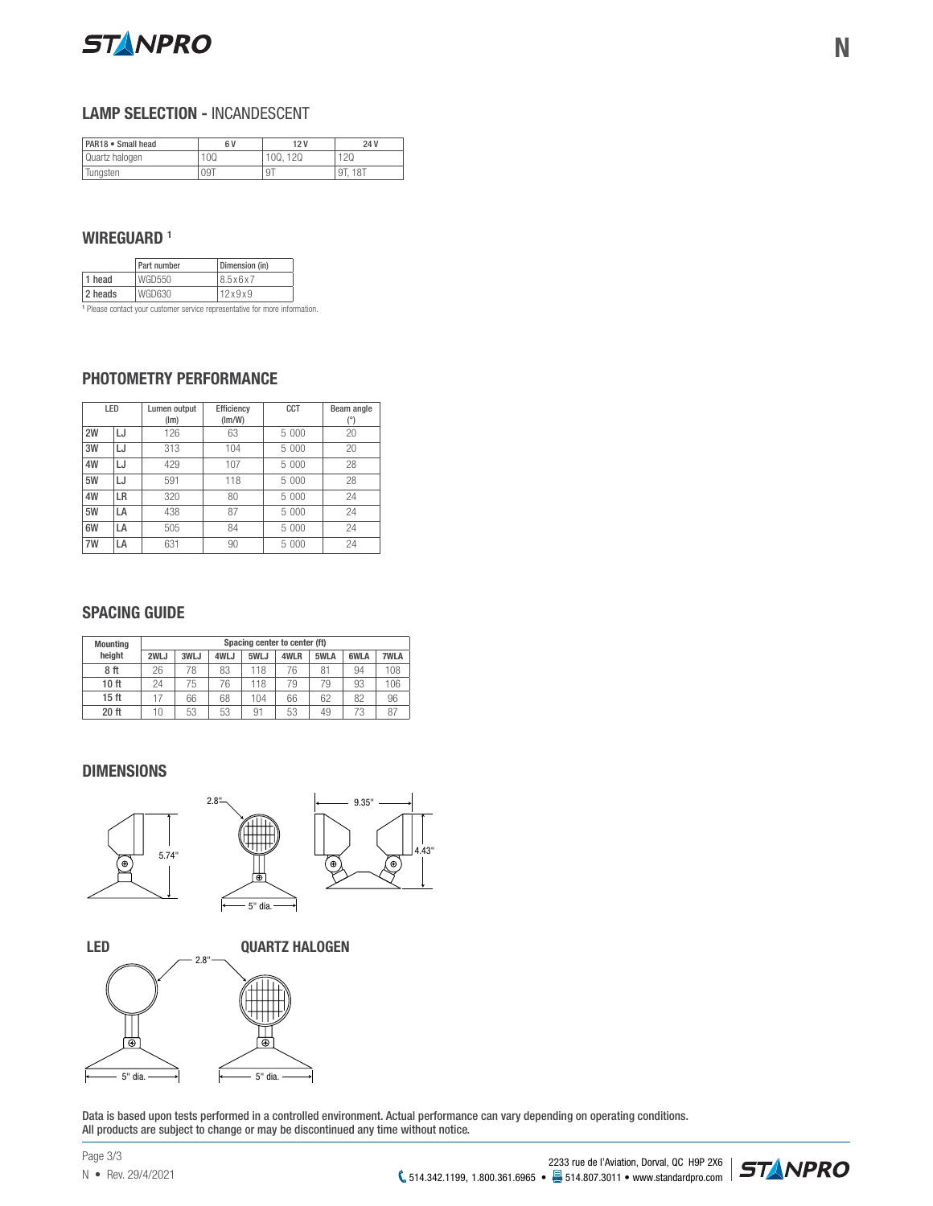## LAMP SELECTION - INCANDESCENT

| PAR18 • Small head | 6 V | 12 V | 24 V |
|---|---|---|---|
| Quartz halogen | 10Q | 10Q, 12Q | 12Q |
| Tungsten | 09T | 9T | 9T, 18T |

## WIREGUARD [1]

| | Part number | Dimension (in) |
|---|---|---|
| 1 head | WGD550 | 8.5 x 6 x 7 |
| 2 heads | WGD630 | 12 x 9 x 9 |

[1] Please contact your customer service representative for more information.

## PHOTOMETRY PERFORMANCE

| LED | | Lumen output (lm) | Efficiency (lm/W) | CCT | Beam angle (°) |
|---|---|---|---|---|---|
| 2W | LJ | 126 | 63 | 5 000 | 20 |
| 3W | LJ | 313 | 104 | 5 000 | 20 |
| 4W | LJ | 429 | 107 | 5 000 | 28 |
| 5W | LJ | 591 | 118 | 5 000 | 28 |
| 4W | LR | 320 | 80 | 5 000 | 24 |
| 5W | LA | 438 | 87 | 5 000 | 24 |
| 6W | LA | 505 | 84 | 5 000 | 24 |
| 7W | LA | 631 | 90 | 5 000 | 24 |

## SPACING GUIDE

| Mounting height | Spacing center to center (ft) | | | | | | | |
|---|---|---|---|---|---|---|---|---|
| | 2WLJ | 3WLJ | 4WLJ | 5WLJ | 4WLR | 5WLA | 6WLA | 7WLA |
| 8 ft | 26 | 78 | 83 | 118 | 76 | 81 | 94 | 108 |
| 10 ft | 24 | 75 | 76 | 118 | 79 | 79 | 93 | 106 |
| 15 ft | 17 | 66 | 68 | 104 | 66 | 62 | 82 | 96 |
| 20 ft | 10 | 53 | 53 | 91 | 53 | 49 | 73 | 87 |

## DIMENSIONS

5.74"
2.8"
5" dia.
9.35"
4.43"

**LED**

**QUARTZ HALOGEN**

2.8"
5" dia.
5" dia.

Data is based upon tests performed in a controlled environment. Actual performance can vary depending on operating conditions.
All products are subject to change or may be discontinued any time without notice.

2233 rue de l'Aviation, Dorval, QC H9P 2X6
514.342.1199, 1.800.361.6965 • 514.807.3011 • www.standardpro.com